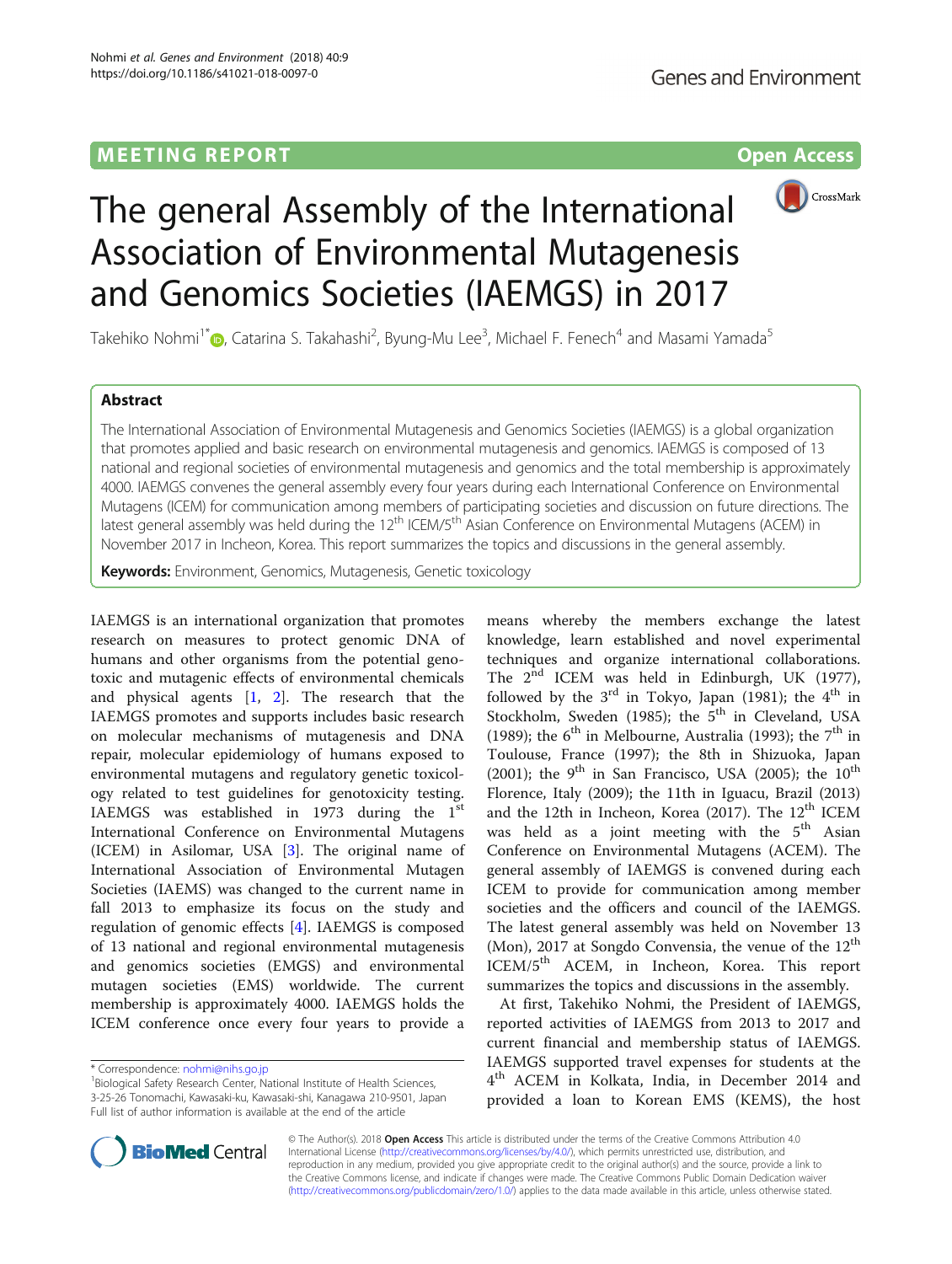MEETING REPORT Open Access

# The general Assembly of the International Association of Environmental Mutagenesis and Genomics Societies (IAEMGS) in 2017

Takehiko Nohmi[1*], Catarina S. Takahashi[2], Byung-Mu Lee[3], Michael F. Fenech[4] and Masami Yamada[5]

## Abstract

The International Association of Environmental Mutagenesis and Genomics Societies (IAEMGS) is a global organization that promotes applied and basic research on environmental mutagenesis and genomics. IAEMGS is composed of 13 national and regional societies of environmental mutagenesis and genomics and the total membership is approximately 4000. IAEMGS convenes the general assembly every four years during each International Conference on Environmental Mutagens (ICEM) for communication among members of participating societies and discussion on future directions. The latest general assembly was held during the 12th ICEM/5th Asian Conference on Environmental Mutagens (ACEM) in November 2017 in Incheon, Korea. This report summarizes the topics and discussions in the general assembly.

**Keywords:** Environment, Genomics, Mutagenesis, Genetic toxicology

IAEMGS is an international organization that promotes research on measures to protect genomic DNA of humans and other organisms from the potential genotoxic and mutagenic effects of environmental chemicals and physical agents [1, 2]. The research that the IAEMGS promotes and supports includes basic research on molecular mechanisms of mutagenesis and DNA repair, molecular epidemiology of humans exposed to environmental mutagens and regulatory genetic toxicology related to test guidelines for genotoxicity testing. IAEMGS was established in 1973 during the 1st International Conference on Environmental Mutagens (ICEM) in Asilomar, USA [3]. The original name of International Association of Environmental Mutagen Societies (IAEMS) was changed to the current name in fall 2013 to emphasize its focus on the study and regulation of genomic effects [4]. IAEMGS is composed of 13 national and regional environmental mutagenesis and genomics societies (EMGS) and environmental mutagen societies (EMS) worldwide. The current membership is approximately 4000. IAEMGS holds the ICEM conference once every four years to provide a means whereby the members exchange the latest knowledge, learn established and novel experimental techniques and organize international collaborations. The 2nd ICEM was held in Edinburgh, UK (1977), followed by the 3rd in Tokyo, Japan (1981); the 4th in Stockholm, Sweden (1985); the 5th in Cleveland, USA (1989); the 6th in Melbourne, Australia (1993); the 7th in Toulouse, France (1997); the 8th in Shizuoka, Japan (2001); the 9th in San Francisco, USA (2005); the 10th Florence, Italy (2009); the 11th in Iguacu, Brazil (2013) and the 12th in Incheon, Korea (2017). The 12th ICEM was held as a joint meeting with the 5th Asian Conference on Environmental Mutagens (ACEM). The general assembly of IAEMGS is convened during each ICEM to provide for communication among member societies and the officers and council of the IAEMGS. The latest general assembly was held on November 13 (Mon), 2017 at Songdo Convensia, the venue of the 12th ICEM/5th ACEM, in Incheon, Korea. This report summarizes the topics and discussions in the assembly.

At first, Takehiko Nohmi, the President of IAEMGS, reported activities of IAEMGS from 2013 to 2017 and current financial and membership status of IAEMGS. IAEMGS supported travel expenses for students at the 4th ACEM in Kolkata, India, in December 2014 and provided a loan to Korean EMS (KEMS), the host

* Correspondence: nohmi@nihs.go.jp
[1]Biological Safety Research Center, National Institute of Health Sciences, 3-25-26 Tonomachi, Kawasaki-ku, Kawasaki-shi, Kanagawa 210-9501, Japan
Full list of author information is available at the end of the article

© The Author(s). 2018 **Open Access** This article is distributed under the terms of the Creative Commons Attribution 4.0 International License (http://creativecommons.org/licenses/by/4.0/), which permits unrestricted use, distribution, and reproduction in any medium, provided you give appropriate credit to the original author(s) and the source, provide a link to the Creative Commons license, and indicate if changes were made. The Creative Commons Public Domain Dedication waiver (http://creativecommons.org/publicdomain/zero/1.0/) applies to the data made available in this article, unless otherwise stated.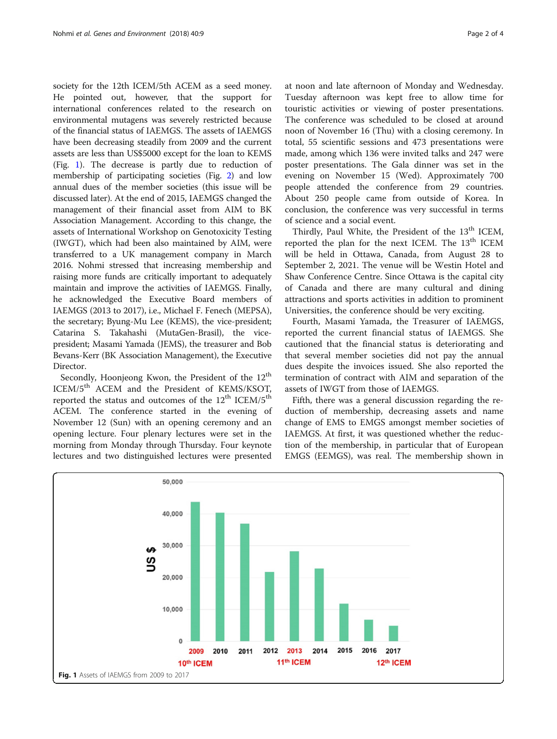society for the 12th ICEM/5th ACEM as a seed money. He pointed out, however, that the support for international conferences related to the research on environmental mutagens was severely restricted because of the financial status of IAEMGS. The assets of IAEMGS have been decreasing steadily from 2009 and the current assets are less than US$5000 except for the loan to KEMS (Fig. 1). The decrease is partly due to reduction of membership of participating societies (Fig. 2) and low annual dues of the member societies (this issue will be discussed later). At the end of 2015, IAEMGS changed the management of their financial asset from AIM to BK Association Management. According to this change, the assets of International Workshop on Genotoxicity Testing (IWGT), which had been also maintained by AIM, were transferred to a UK management company in March 2016. Nohmi stressed that increasing membership and raising more funds are critically important to adequately maintain and improve the activities of IAEMGS. Finally, he acknowledged the Executive Board members of IAEMGS (2013 to 2017), i.e., Michael F. Fenech (MEPSA), the secretary; Byung-Mu Lee (KEMS), the vice-president; Catarina S. Takahashi (MutaGen-Brasil), the vice-president; Masami Yamada (JEMS), the treasurer and Bob Bevans-Kerr (BK Association Management), the Executive Director.

Secondly, Hoonjeong Kwon, the President of the 12th ICEM/5th ACEM and the President of KEMS/KSOT, reported the status and outcomes of the 12th ICEM/5th ACEM. The conference started in the evening of November 12 (Sun) with an opening ceremony and an opening lecture. Four plenary lectures were set in the morning from Monday through Thursday. Four keynote lectures and two distinguished lectures were presented at noon and late afternoon of Monday and Wednesday. Tuesday afternoon was kept free to allow time for touristic activities or viewing of poster presentations. The conference was scheduled to be closed at around noon of November 16 (Thu) with a closing ceremony. In total, 55 scientific sessions and 473 presentations were made, among which 136 were invited talks and 247 were poster presentations. The Gala dinner was set in the evening on November 15 (Wed). Approximately 700 people attended the conference from 29 countries. About 250 people came from outside of Korea. In conclusion, the conference was very successful in terms of science and a social event.

Thirdly, Paul White, the President of the 13th ICEM, reported the plan for the next ICEM. The 13th ICEM will be held in Ottawa, Canada, from August 28 to September 2, 2021. The venue will be Westin Hotel and Shaw Conference Centre. Since Ottawa is the capital city of Canada and there are many cultural and dining attractions and sports activities in addition to prominent Universities, the conference should be very exciting.

Fourth, Masami Yamada, the Treasurer of IAEMGS, reported the current financial status of IAEMGS. She cautioned that the financial status is deteriorating and that several member societies did not pay the annual dues despite the invoices issued. She also reported the termination of contract with AIM and separation of the assets of IWGT from those of IAEMGS.

Fifth, there was a general discussion regarding the reduction of membership, decreasing assets and name change of EMS to EMGS amongst member societies of IAEMGS. At first, it was questioned whether the reduction of the membership, in particular that of European EMGS (EEMGS), was real. The membership shown in

Fig. 1 Assets of IAEMGS from 2009 to 2017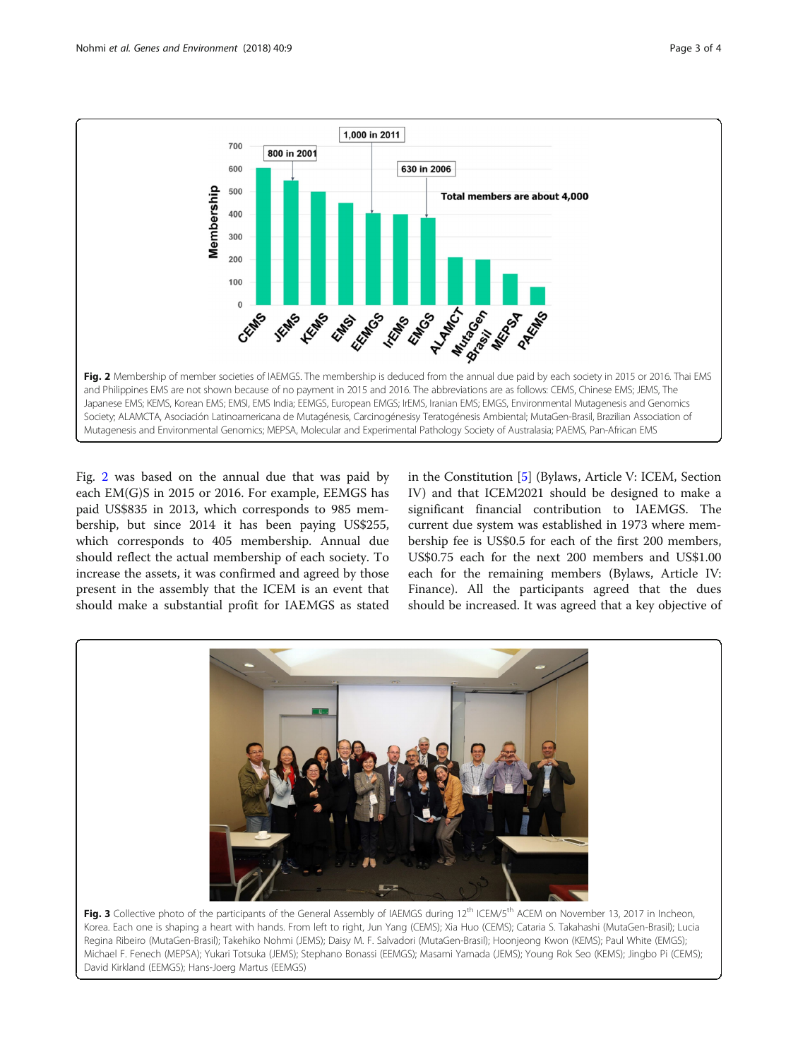Fig. 2 Membership of member societies of IAEMGS. The membership is deduced from the annual due paid by each society in 2015 or 2016. Thai EMS and Philippines EMS are not shown because of no payment in 2015 and 2016. The abbreviations are as follows: CEMS, Chinese EMS; JEMS, The Japanese EMS; KEMS, Korean EMS; EMSI, EMS India; EEMGS, European EMGS; IrEMS, Iranian EMS; EMGS, Environmental Mutagenesis and Genomics Society; ALAMCTA, Asociación Latinoamericana de Mutagénesis, Carcinogénesisy Teratogénesis Ambiental; MutaGen-Brasil, Brazilian Association of Mutagenesis and Environmental Genomics; MEPSA, Molecular and Experimental Pathology Society of Australasia; PAEMS, Pan-African EMS

Fig. 2 was based on the annual due that was paid by each EM(G)S in 2015 or 2016. For example, EEMGS has paid US$835 in 2013, which corresponds to 985 membership, but since 2014 it has been paying US$255, which corresponds to 405 membership. Annual due should reflect the actual membership of each society. To increase the assets, it was confirmed and agreed by those present in the assembly that the ICEM is an event that should make a substantial profit for IAEMGS as stated in the Constitution [5] (Bylaws, Article V: ICEM, Section IV) and that ICEM2021 should be designed to make a significant financial contribution to IAEMGS. The current due system was established in 1973 where membership fee is US$0.5 for each of the first 200 members, US$0.75 each for the next 200 members and US$1.00 each for the remaining members (Bylaws, Article IV: Finance). All the participants agreed that the dues should be increased. It was agreed that a key objective of

Fig. 3 Collective photo of the participants of the General Assembly of IAEMGS during 12th ICEM/5th ACEM on November 13, 2017 in Incheon, Korea. Each one is shaping a heart with hands. From left to right, Jun Yang (CEMS); Xia Huo (CEMS); Cataria S. Takahashi (MutaGen-Brasil); Lucia Regina Ribeiro (MutaGen-Brasil); Takehiko Nohmi (JEMS); Daisy M. F. Salvadori (MutaGen-Brasil); Hoonjeong Kwon (KEMS); Paul White (EMGS); Michael F. Fenech (MEPSA); Yukari Totsuka (JEMS); Stephano Bonassi (EEMGS); Masami Yamada (JEMS); Young Rok Seo (KEMS); Jingbo Pi (CEMS); David Kirkland (EEMGS); Hans-Joerg Martus (EEMGS)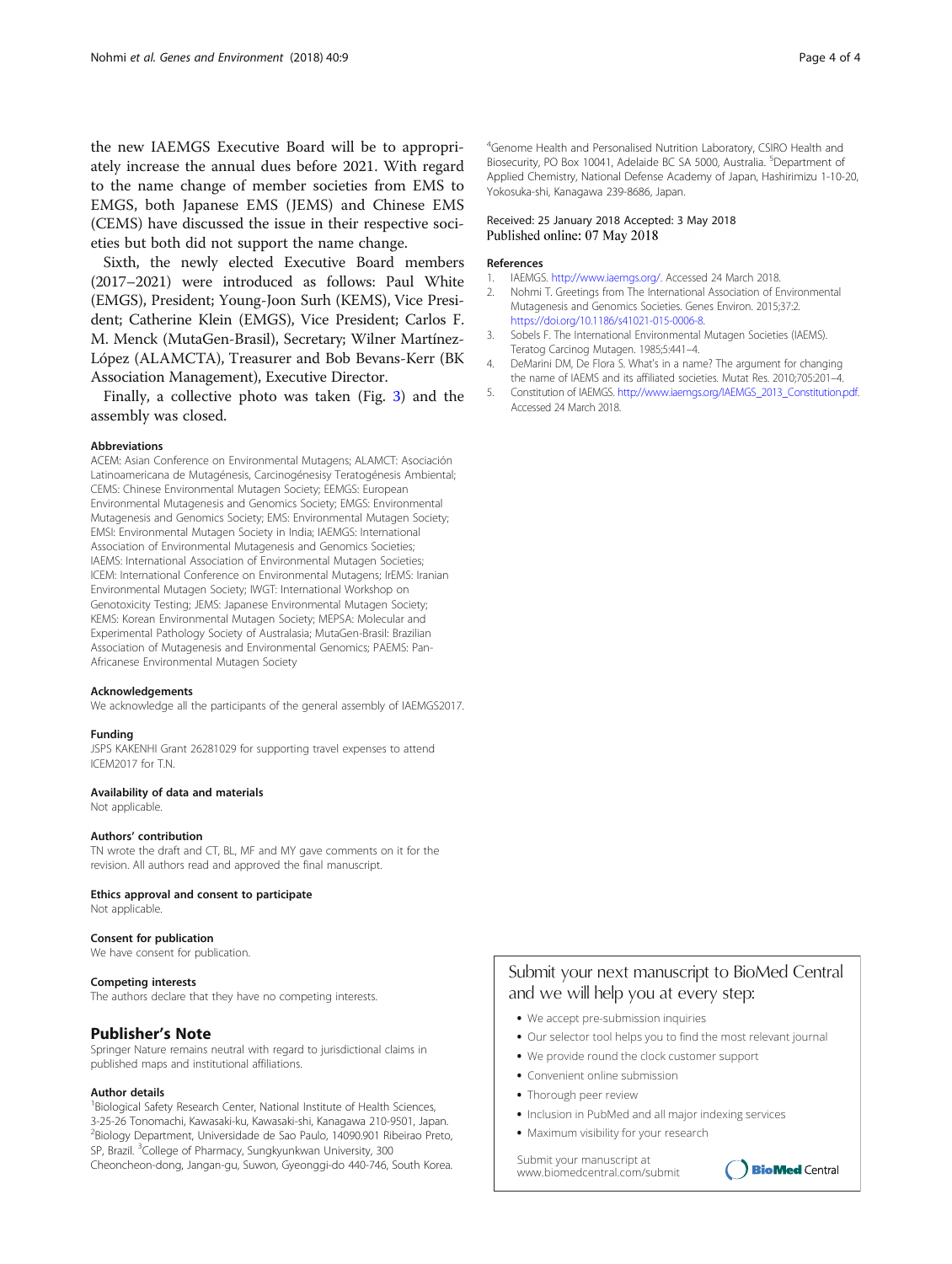the new IAEMGS Executive Board will be to appropriately increase the annual dues before 2021. With regard to the name change of member societies from EMS to EMGS, both Japanese EMS (JEMS) and Chinese EMS (CEMS) have discussed the issue in their respective societies but both did not support the name change.

Sixth, the newly elected Executive Board members (2017–2021) were introduced as follows: Paul White (EMGS), President; Young-Joon Surh (KEMS), Vice President; Catherine Klein (EMGS), Vice President; Carlos F. M. Menck (MutaGen-Brasil), Secretary; Wilner Martínez-López (ALAMCTA), Treasurer and Bob Bevans-Kerr (BK Association Management), Executive Director.

Finally, a collective photo was taken (Fig. 3) and the assembly was closed.

#### Abbreviations

ACEM: Asian Conference on Environmental Mutagens; ALAMCT: Asociación Latinoamericana de Mutagénesis, Carcinogénesisy Teratogénesis Ambiental; CEMS: Chinese Environmental Mutagen Society; EEMGS: European Environmental Mutagenesis and Genomics Society; EMGS: Environmental Mutagenesis and Genomics Society; EMS: Environmental Mutagen Society; EMSI: Environmental Mutagen Society in India; IAEMGS: International Association of Environmental Mutagenesis and Genomics Societies; IAEMS: International Association of Environmental Mutagen Societies; ICEM: International Conference on Environmental Mutagens; IrEMS: Iranian Environmental Mutagen Society; IWGT: International Workshop on Genotoxicity Testing; JEMS: Japanese Environmental Mutagen Society; KEMS: Korean Environmental Mutagen Society; MEPSA: Molecular and Experimental Pathology Society of Australasia; MutaGen-Brasil: Brazilian Association of Mutagenesis and Environmental Genomics; PAEMS: Pan-Africanese Environmental Mutagen Society

#### Acknowledgements

We acknowledge all the participants of the general assembly of IAEMGS2017.

#### Funding

JSPS KAKENHI Grant 26281029 for supporting travel expenses to attend ICEM2017 for T.N.

#### Availability of data and materials

Not applicable.

#### Authors' contribution

TN wrote the draft and CT, BL, MF and MY gave comments on it for the revision. All authors read and approved the final manuscript.

#### Ethics approval and consent to participate

Not applicable.

#### Consent for publication

We have consent for publication.

#### Competing interests

The authors declare that they have no competing interests.

### Publisher's Note

Springer Nature remains neutral with regard to jurisdictional claims in published maps and institutional affiliations.

#### Author details

[1]Biological Safety Research Center, National Institute of Health Sciences, 3-25-26 Tonomachi, Kawasaki-ku, Kawasaki-shi, Kanagawa 210-9501, Japan. [2]Biology Department, Universidade de Sao Paulo, 14090.901 Ribeirao Preto, SP, Brazil. [3]College of Pharmacy, Sungkyunkwan University, 300 Cheoncheon-dong, Jangan-gu, Suwon, Gyeonggi-do 440-746, South Korea. [4]Genome Health and Personalised Nutrition Laboratory, CSIRO Health and Biosecurity, PO Box 10041, Adelaide BC SA 5000, Australia. [5]Department of Applied Chemistry, National Defense Academy of Japan, Hashirimizu 1-10-20, Yokosuka-shi, Kanagawa 239-8686, Japan.

Received: 25 January 2018 Accepted: 3 May 2018
Published online: 07 May 2018

#### References

1. IAEMGS. http://www.iaemgs.org/. Accessed 24 March 2018.
2. Nohmi T. Greetings from The International Association of Environmental Mutagenesis and Genomics Societies. Genes Environ. 2015;37:2. https://doi.org/10.1186/s41021-015-0006-8.
3. Sobels F. The International Environmental Mutagen Societies (IAEMS). Teratog Carcinog Mutagen. 1985;5:441–4.
4. DeMarini DM, De Flora S. What's in a name? The argument for changing the name of IAEMS and its affiliated societies. Mutat Res. 2010;705:201–4.
5. Constitution of IAEMGS. http://www.iaemgs.org/IAEMGS_2013_Constitution.pdf. Accessed 24 March 2018.

Submit your next manuscript to BioMed Central and we will help you at every step:

- We accept pre-submission inquiries
- Our selector tool helps you to find the most relevant journal
- We provide round the clock customer support
- Convenient online submission
- Thorough peer review
- Inclusion in PubMed and all major indexing services
- Maximum visibility for your research

Submit your manuscript at www.biomedcentral.com/submit

BioMed Central